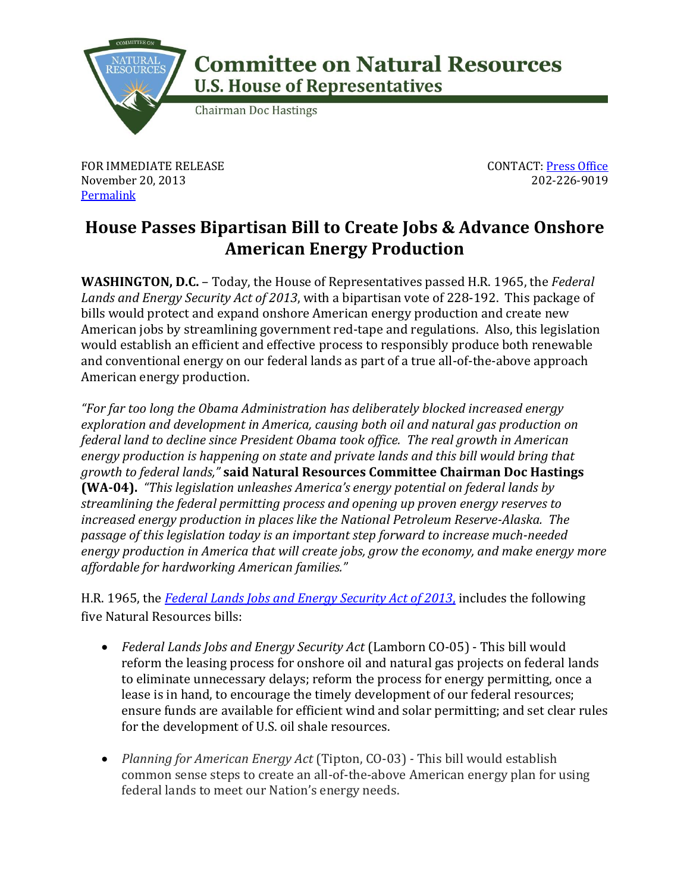# Committee on Natural Resources
## U.S. House of Representatives

Chairman Doc Hastings

FOR IMMEDIATE RELEASE
November 20, 2013
Permalink

CONTACT: Press Office
202-226-9019

# House Passes Bipartisan Bill to Create Jobs & Advance Onshore American Energy Production

**WASHINGTON, D.C.** – Today, the House of Representatives passed H.R. 1965, the *Federal Lands and Energy Security Act of 2013*, with a bipartisan vote of 228-192. This package of bills would protect and expand onshore American energy production and create new American jobs by streamlining government red-tape and regulations. Also, this legislation would establish an efficient and effective process to responsibly produce both renewable and conventional energy on our federal lands as part of a true all-of-the-above approach American energy production.

*"For far too long the Obama Administration has deliberately blocked increased energy exploration and development in America, causing both oil and natural gas production on federal land to decline since President Obama took office. The real growth in American energy production is happening on state and private lands and this bill would bring that growth to federal lands,"* **said Natural Resources Committee Chairman Doc Hastings (WA-04).** *"This legislation unleashes America's energy potential on federal lands by streamlining the federal permitting process and opening up proven energy reserves to increased energy production in places like the National Petroleum Reserve-Alaska. The passage of this legislation today is an important step forward to increase much-needed energy production in America that will create jobs, grow the economy, and make energy more affordable for hardworking American families."*

H.R. 1965, the *Federal Lands Jobs and Energy Security Act of 2013*, includes the following five Natural Resources bills:

- *Federal Lands Jobs and Energy Security Act* (Lamborn CO-05) - This bill would reform the leasing process for onshore oil and natural gas projects on federal lands to eliminate unnecessary delays; reform the process for energy permitting, once a lease is in hand, to encourage the timely development of our federal resources; ensure funds are available for efficient wind and solar permitting; and set clear rules for the development of U.S. oil shale resources.
- *Planning for American Energy Act* (Tipton, CO-03) - This bill would establish common sense steps to create an all-of-the-above American energy plan for using federal lands to meet our Nation's energy needs.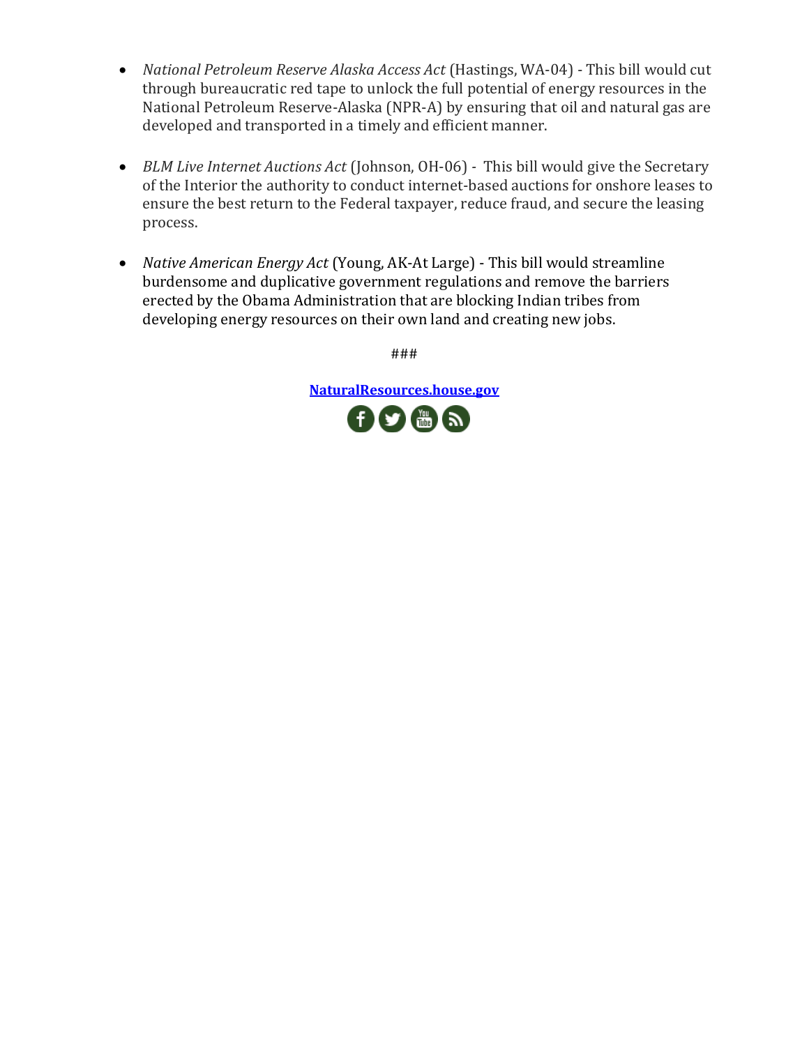- *National Petroleum Reserve Alaska Access Act* (Hastings, WA-04) - This bill would cut through bureaucratic red tape to unlock the full potential of energy resources in the National Petroleum Reserve-Alaska (NPR-A) by ensuring that oil and natural gas are developed and transported in a timely and efficient manner.

- *BLM Live Internet Auctions Act* (Johnson, OH-06) - This bill would give the Secretary of the Interior the authority to conduct internet-based auctions for onshore leases to ensure the best return to the Federal taxpayer, reduce fraud, and secure the leasing process.

- *Native American Energy Act* (Young, AK-At Large) - This bill would streamline burdensome and duplicative government regulations and remove the barriers erected by the Obama Administration that are blocking Indian tribes from developing energy resources on their own land and creating new jobs.

###

**NaturalResources.house.gov**